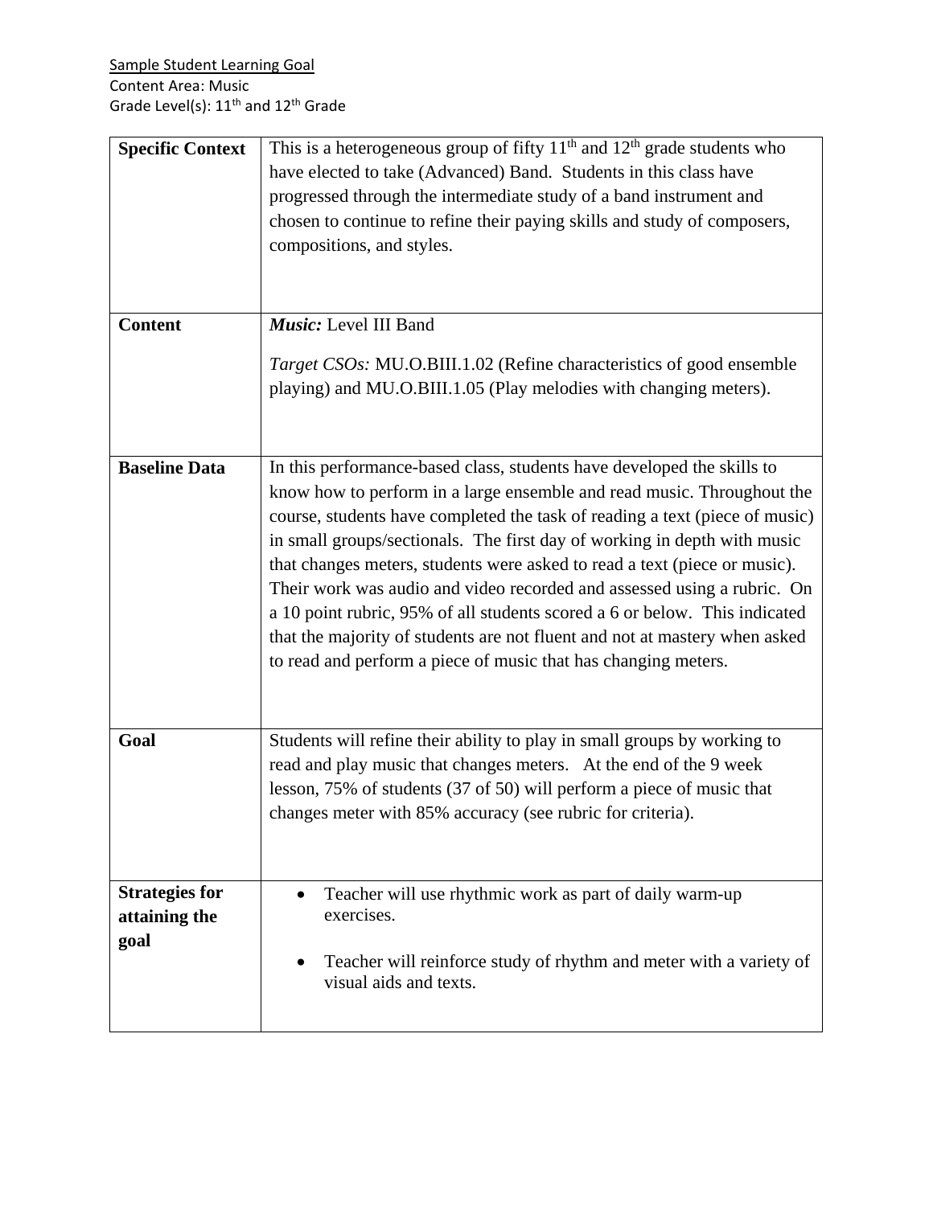Sample Student Learning Goal
Content Area: Music
Grade Level(s): 11th and 12th Grade

| | |
|---|---|
| **Specific Context** | This is a heterogeneous group of fifty 11th and 12th grade students who have elected to take (Advanced) Band. Students in this class have progressed through the intermediate study of a band instrument and chosen to continue to refine their paying skills and study of composers, compositions, and styles. |
| **Content** | ***Music:*** Level III Band<br><br>*Target CSOs:* MU.O.BIII.1.02 (Refine characteristics of good ensemble playing) and MU.O.BIII.1.05 (Play melodies with changing meters). |
| **Baseline Data** | In this performance-based class, students have developed the skills to know how to perform in a large ensemble and read music. Throughout the course, students have completed the task of reading a text (piece of music) in small groups/sectionals. The first day of working in depth with music that changes meters, students were asked to read a text (piece or music). Their work was audio and video recorded and assessed using a rubric. On a 10 point rubric, 95% of all students scored a 6 or below. This indicated that the majority of students are not fluent and not at mastery when asked to read and perform a piece of music that has changing meters. |
| **Goal** | Students will refine their ability to play in small groups by working to read and play music that changes meters. At the end of the 9 week lesson, 75% of students (37 of 50) will perform a piece of music that changes meter with 85% accuracy (see rubric for criteria). |
| **Strategies for attaining the goal** | • Teacher will use rhythmic work as part of daily warm-up exercises.<br><br>• Teacher will reinforce study of rhythm and meter with a variety of visual aids and texts. |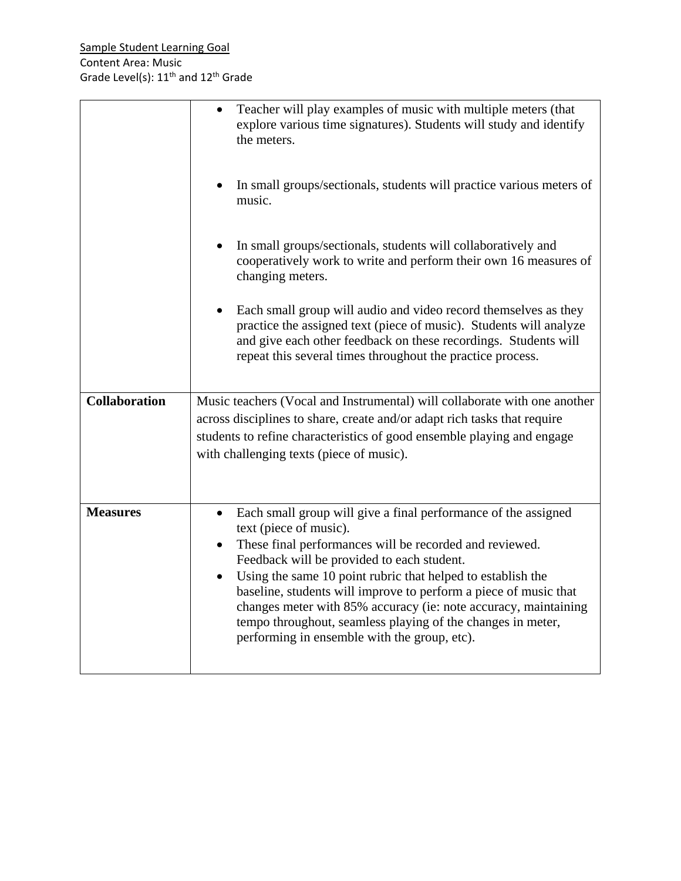| | |
|---|---|
| | • Teacher will play examples of music with multiple meters (that explore various time signatures). Students will study and identify the meters.<br><br>• In small groups/sectionals, students will practice various meters of music.<br><br>• In small groups/sectionals, students will collaboratively and cooperatively work to write and perform their own 16 measures of changing meters.<br><br>• Each small group will audio and video record themselves as they practice the assigned text (piece of music). Students will analyze and give each other feedback on these recordings. Students will repeat this several times throughout the practice process. |
| **Collaboration** | Music teachers (Vocal and Instrumental) will collaborate with one another across disciplines to share, create and/or adapt rich tasks that require students to refine characteristics of good ensemble playing and engage with challenging texts (piece of music). |
| **Measures** | • Each small group will give a final performance of the assigned text (piece of music).<br>• These final performances will be recorded and reviewed. Feedback will be provided to each student.<br>• Using the same 10 point rubric that helped to establish the baseline, students will improve to perform a piece of music that changes meter with 85% accuracy (ie: note accuracy, maintaining tempo throughout, seamless playing of the changes in meter, performing in ensemble with the group, etc). |